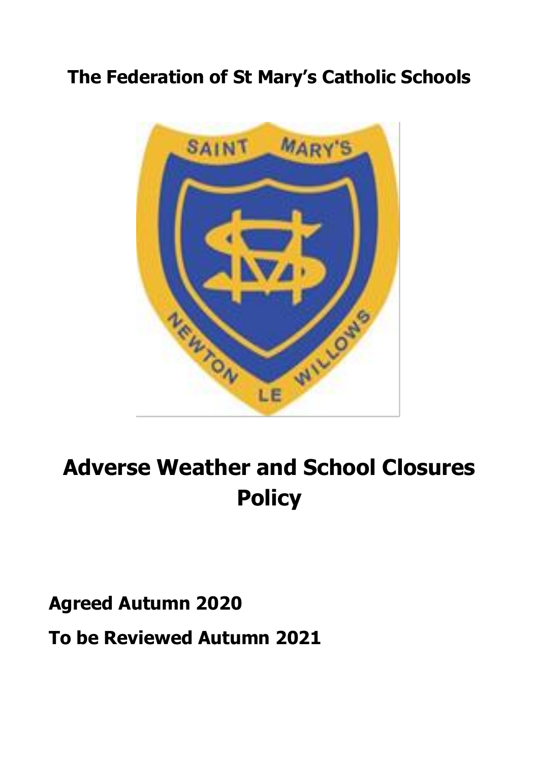# The Federation of St Mary's Catholic Schools

# Adverse Weather and School Closures Policy

**Agreed Autumn 2020**

**To be Reviewed Autumn 2021**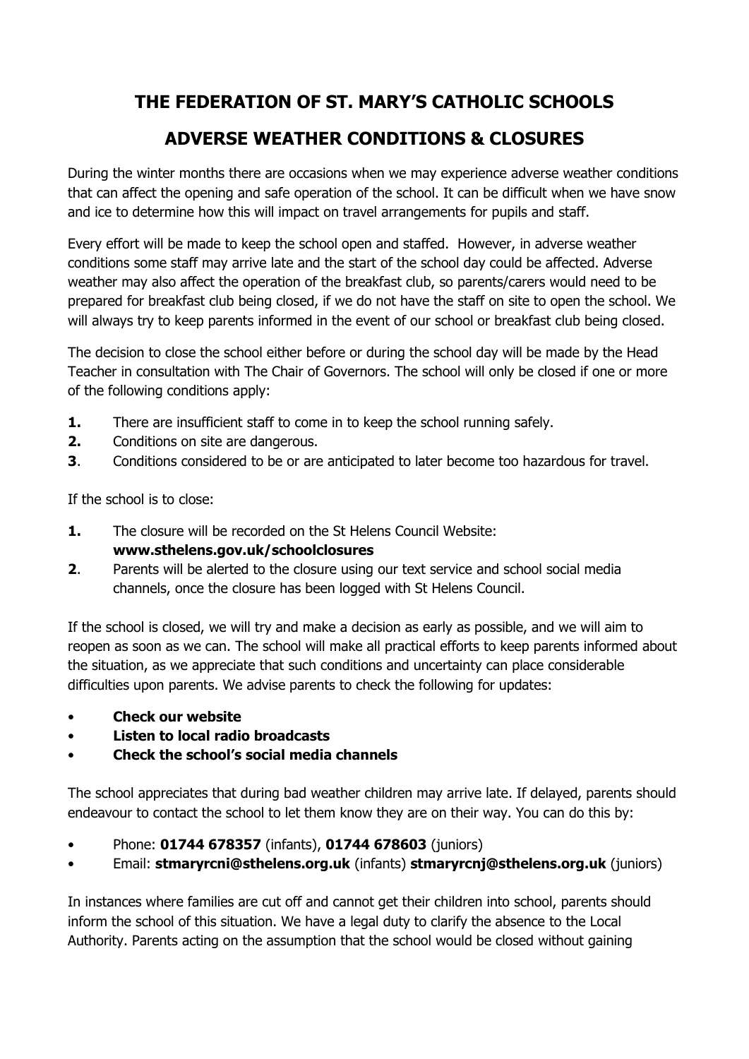# THE FEDERATION OF ST. MARY'S CATHOLIC SCHOOLS

## ADVERSE WEATHER CONDITIONS & CLOSURES

During the winter months there are occasions when we may experience adverse weather conditions that can affect the opening and safe operation of the school. It can be difficult when we have snow and ice to determine how this will impact on travel arrangements for pupils and staff.

Every effort will be made to keep the school open and staffed. However, in adverse weather conditions some staff may arrive late and the start of the school day could be affected. Adverse weather may also affect the operation of the breakfast club, so parents/carers would need to be prepared for breakfast club being closed, if we do not have the staff on site to open the school. We will always try to keep parents informed in the event of our school or breakfast club being closed.

The decision to close the school either before or during the school day will be made by the Head Teacher in consultation with The Chair of Governors. The school will only be closed if one or more of the following conditions apply:

1. There are insufficient staff to come in to keep the school running safely.
2. Conditions on site are dangerous.
3. Conditions considered to be or are anticipated to later become too hazardous for travel.

If the school is to close:

1. The closure will be recorded on the St Helens Council Website: **www.sthelens.gov.uk/schoolclosures**
2. Parents will be alerted to the closure using our text service and school social media channels, once the closure has been logged with St Helens Council.

If the school is closed, we will try and make a decision as early as possible, and we will aim to reopen as soon as we can. The school will make all practical efforts to keep parents informed about the situation, as we appreciate that such conditions and uncertainty can place considerable difficulties upon parents. We advise parents to check the following for updates:

- **Check our website**
- **Listen to local radio broadcasts**
- **Check the school's social media channels**

The school appreciates that during bad weather children may arrive late. If delayed, parents should endeavour to contact the school to let them know they are on their way. You can do this by:

- Phone: **01744 678357** (infants), **01744 678603** (juniors)
- Email: **stmaryrcni@sthelens.org.uk** (infants) **stmaryrcnj@sthelens.org.uk** (juniors)

In instances where families are cut off and cannot get their children into school, parents should inform the school of this situation. We have a legal duty to clarify the absence to the Local Authority. Parents acting on the assumption that the school would be closed without gaining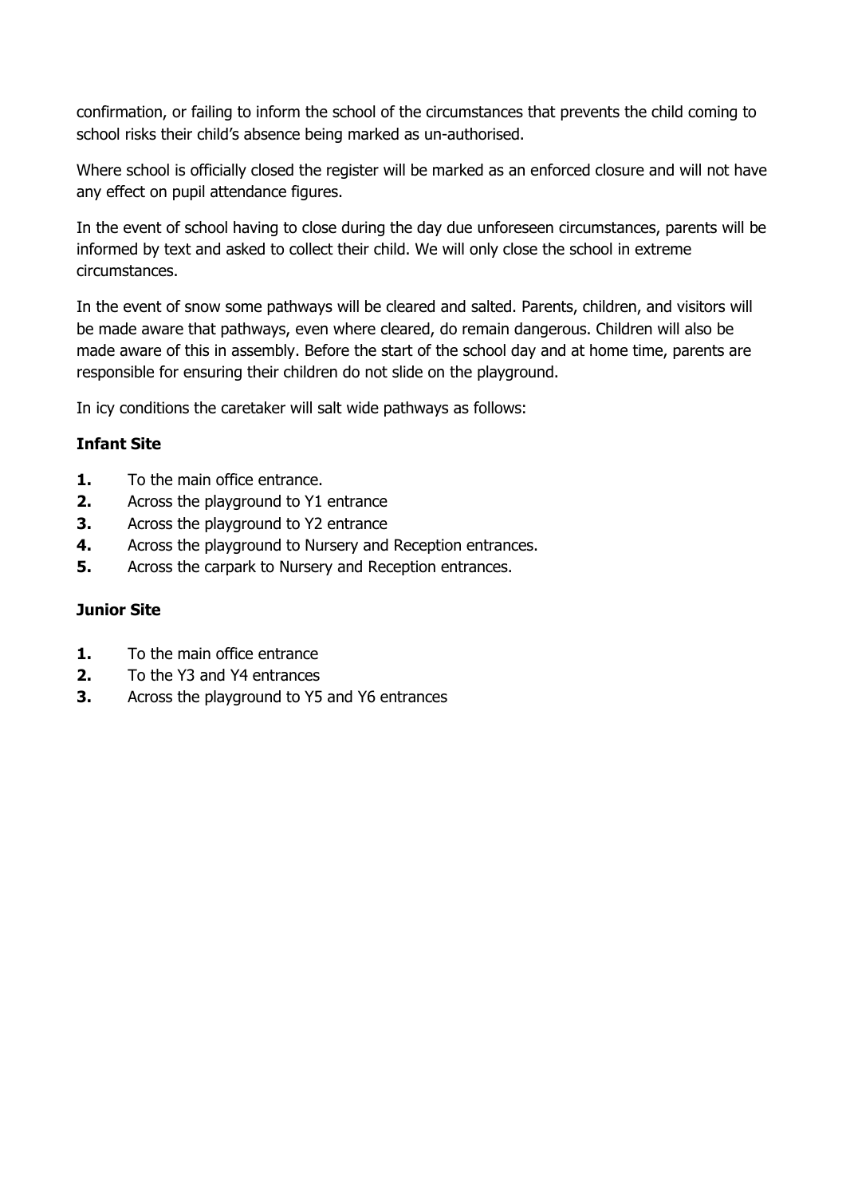confirmation, or failing to inform the school of the circumstances that prevents the child coming to school risks their child's absence being marked as un-authorised.

Where school is officially closed the register will be marked as an enforced closure and will not have any effect on pupil attendance figures.

In the event of school having to close during the day due unforeseen circumstances, parents will be informed by text and asked to collect their child. We will only close the school in extreme circumstances.

In the event of snow some pathways will be cleared and salted. Parents, children, and visitors will be made aware that pathways, even where cleared, do remain dangerous. Children will also be made aware of this in assembly. Before the start of the school day and at home time, parents are responsible for ensuring their children do not slide on the playground.

In icy conditions the caretaker will salt wide pathways as follows:

**Infant Site**

1. To the main office entrance.
2. Across the playground to Y1 entrance
3. Across the playground to Y2 entrance
4. Across the playground to Nursery and Reception entrances.
5. Across the carpark to Nursery and Reception entrances.

**Junior Site**

1. To the main office entrance
2. To the Y3 and Y4 entrances
3. Across the playground to Y5 and Y6 entrances